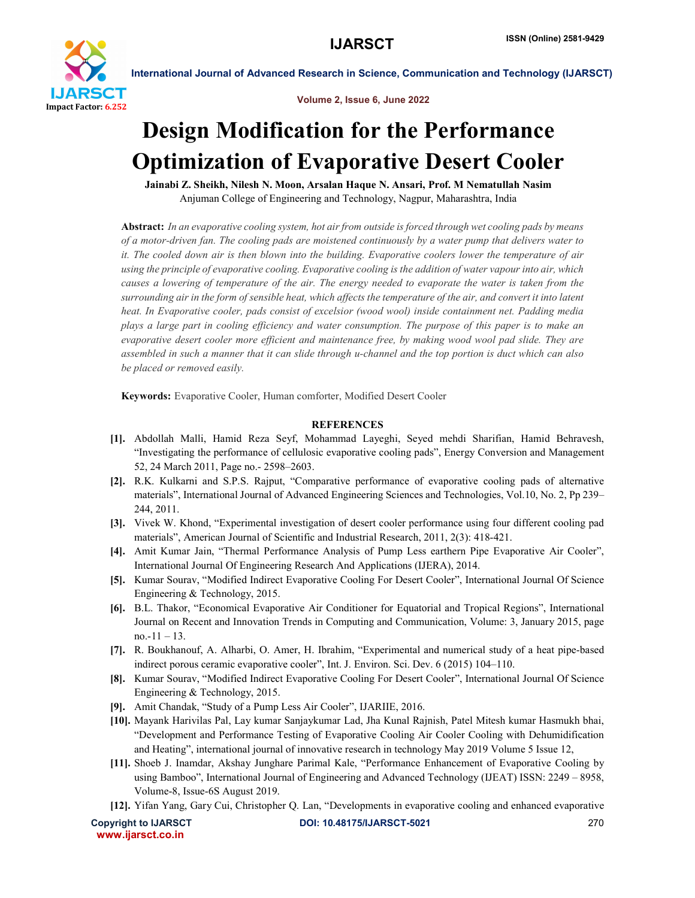# Design Modification for the Performance Optimization of Evaporative Desert Cooler

**Jainabi Z. Sheikh, Nilesh N. Moon, Arsalan Haque N. Ansari, Prof. M Nematullah Nasim**

Anjuman College of Engineering and Technology, Nagpur, Maharashtra, India

**Abstract:** *In an evaporative cooling system, hot air from outside is forced through wet cooling pads by means of a motor-driven fan. The cooling pads are moistened continuously by a water pump that delivers water to it. The cooled down air is then blown into the building. Evaporative coolers lower the temperature of air using the principle of evaporative cooling. Evaporative cooling is the addition of water vapour into air, which causes a lowering of temperature of the air. The energy needed to evaporate the water is taken from the surrounding air in the form of sensible heat, which affects the temperature of the air, and convert it into latent heat. In Evaporative cooler, pads consist of excelsior (wood wool) inside containment net. Padding media plays a large part in cooling efficiency and water consumption. The purpose of this paper is to make an evaporative desert cooler more efficient and maintenance free, by making wood wool pad slide. They are assembled in such a manner that it can slide through u-channel and the top portion is duct which can also be placed or removed easily.*

**Keywords:** Evaporative Cooler, Human comforter, Modified Desert Cooler

## REFERENCES

**[1].** Abdollah Malli, Hamid Reza Seyf, Mohammad Layeghi, Seyed mehdi Sharifian, Hamid Behravesh, "Investigating the performance of cellulosic evaporative cooling pads", Energy Conversion and Management 52, 24 March 2011, Page no.- 2598–2603.

**[2].** R.K. Kulkarni and S.P.S. Rajput, "Comparative performance of evaporative cooling pads of alternative materials", International Journal of Advanced Engineering Sciences and Technologies, Vol.10, No. 2, Pp 239–244, 2011.

**[3].** Vivek W. Khond, "Experimental investigation of desert cooler performance using four different cooling pad materials", American Journal of Scientific and Industrial Research, 2011, 2(3): 418-421.

**[4].** Amit Kumar Jain, "Thermal Performance Analysis of Pump Less earthern Pipe Evaporative Air Cooler", International Journal Of Engineering Research And Applications (IJERA), 2014.

**[5].** Kumar Sourav, "Modified Indirect Evaporative Cooling For Desert Cooler", International Journal Of Science Engineering & Technology, 2015.

**[6].** B.L. Thakor, "Economical Evaporative Air Conditioner for Equatorial and Tropical Regions", International Journal on Recent and Innovation Trends in Computing and Communication, Volume: 3, January 2015, page no.-11 – 13.

**[7].** R. Boukhanouf, A. Alharbi, O. Amer, H. Ibrahim, "Experimental and numerical study of a heat pipe-based indirect porous ceramic evaporative cooler", Int. J. Environ. Sci. Dev. 6 (2015) 104–110.

**[8].** Kumar Sourav, "Modified Indirect Evaporative Cooling For Desert Cooler", International Journal Of Science Engineering & Technology, 2015.

**[9].** Amit Chandak, "Study of a Pump Less Air Cooler", IJARIIE, 2016.

**[10].** Mayank Harivilas Pal, Lay kumar Sanjaykumar Lad, Jha Kunal Rajnish, Patel Mitesh kumar Hasmukh bhai, "Development and Performance Testing of Evaporative Cooling Air Cooler Cooling with Dehumidification and Heating", international journal of innovative research in technology May 2019 Volume 5 Issue 12,

**[11].** Shoeb J. Inamdar, Akshay Junghare Parimal Kale, "Performance Enhancement of Evaporative Cooling by using Bamboo", International Journal of Engineering and Advanced Technology (IJEAT) ISSN: 2249 – 8958, Volume-8, Issue-6S August 2019.

**[12].** Yifan Yang, Gary Cui, Christopher Q. Lan, "Developments in evaporative cooling and enhanced evaporative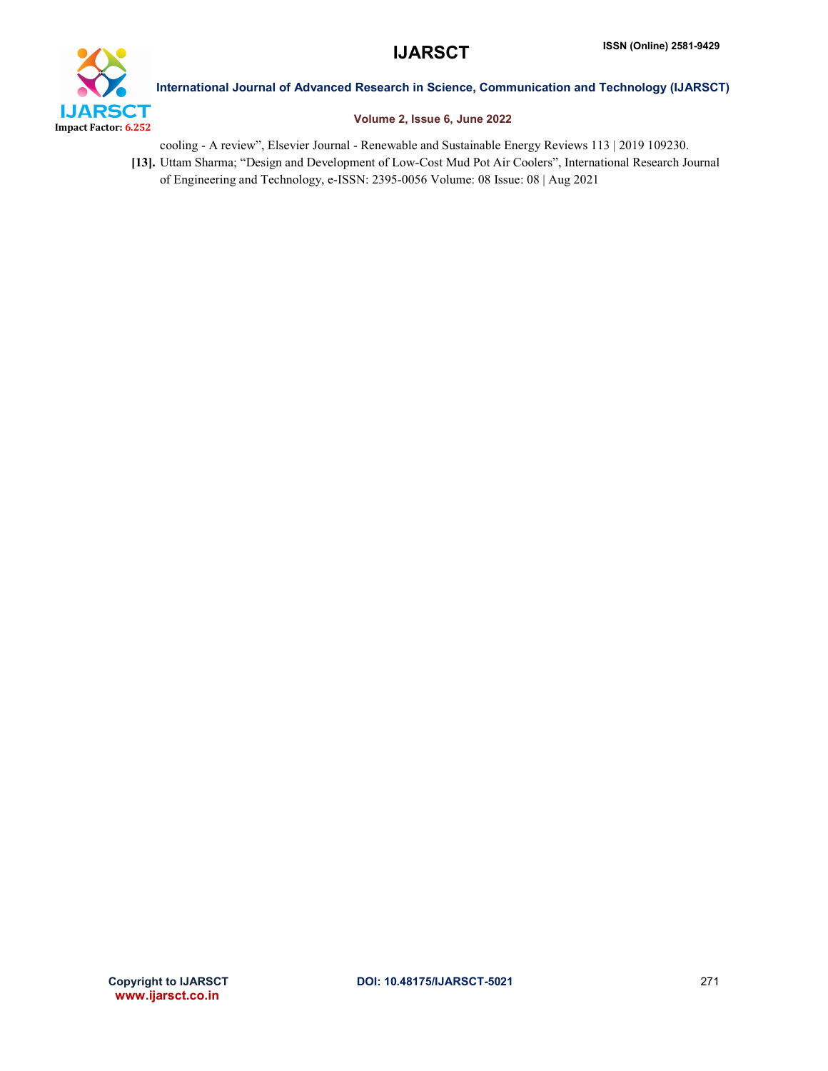cooling - A review", Elsevier Journal - Renewable and Sustainable Energy Reviews 113 | 2019 109230.

**[13].** Uttam Sharma; "Design and Development of Low-Cost Mud Pot Air Coolers", International Research Journal of Engineering and Technology, e-ISSN: 2395-0056 Volume: 08 Issue: 08 | Aug 2021